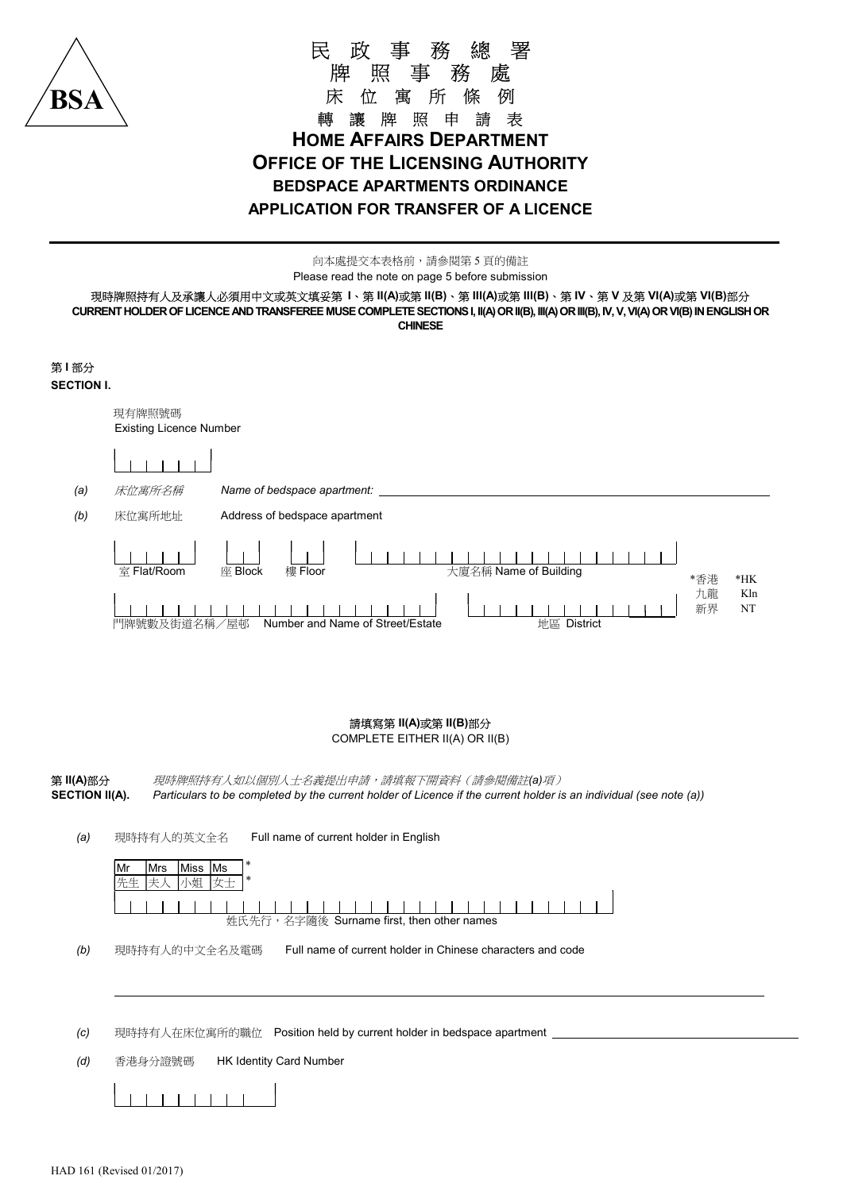BSA

# 民政事務總署
# 牌照事務處
# 床位寓所條例
# 轉讓牌照申請表

# HOME AFFAIRS DEPARTMENT
# OFFICE OF THE LICENSING AUTHORITY
## BEDSPACE APARTMENTS ORDINANCE
## APPLICATION FOR TRANSFER OF A LICENCE

向本處提交本表格前，請參閱第 5 頁的備註
Please read the note on page 5 before submission

**現時牌照持有人及承讓人必須用中文或英文填妥第 I、第 II(A)或第 II(B)、第 III(A)或第 III(B)、第 IV、第 V 及第 VI(A)或第 VI(B)部分**
**CURRENT HOLDER OF LICENCE AND TRANSFEREE MUSE COMPLETE SECTIONS I, II(A) OR II(B), III(A) OR III(B), IV, V, VI(A) OR VI(B) IN ENGLISH OR CHINESE**

**第 I 部分**
**SECTION I.**

現有牌照號碼
Existing Licence Number

| | | | | | |
|---|---|---|---|---|---|

*(a)* *床位寓所名稱* *Name of bedspace apartment:* ______________________

*(b)* 床位寓所地址 Address of bedspace apartment

室 Flat/Room 座 Block 樓 Floor 大廈名稱 Name of Building

門牌號數及街道名稱／屋邨 Number and Name of Street/Estate 地區 District

*香港 *HK
九龍 Kln
新界 NT

**請填寫第 II(A)或第 II(B)部分**
COMPLETE EITHER II(A) OR II(B)

**第 II(A)部分** *現時牌照持有人如以個別人士名義提出申請，請填報下開資料（請參閱備註(a)項）*
**SECTION II(A).** *Particulars to be completed by the current holder of Licence if the current holder is an individual (see note (a))*

*(a)* 現時持有人的英文全名 Full name of current holder in English

| Mr | Mrs | Miss | Ms | * |
|---|---|---|---|---|
| 先生 | 夫人 | 小姐 | 女士 | * |

姓氏先行，名字隨後 Surname first, then other names

*(b)* 現時持有人的中文全名及電碼 Full name of current holder in Chinese characters and code

______________________

*(c)* 現時持有人在床位寓所的職位 Position held by current holder in bedspace apartment ______________________

*(d)* 香港身分證號碼 HK Identity Card Number

HAD 161 (Revised 01/2017)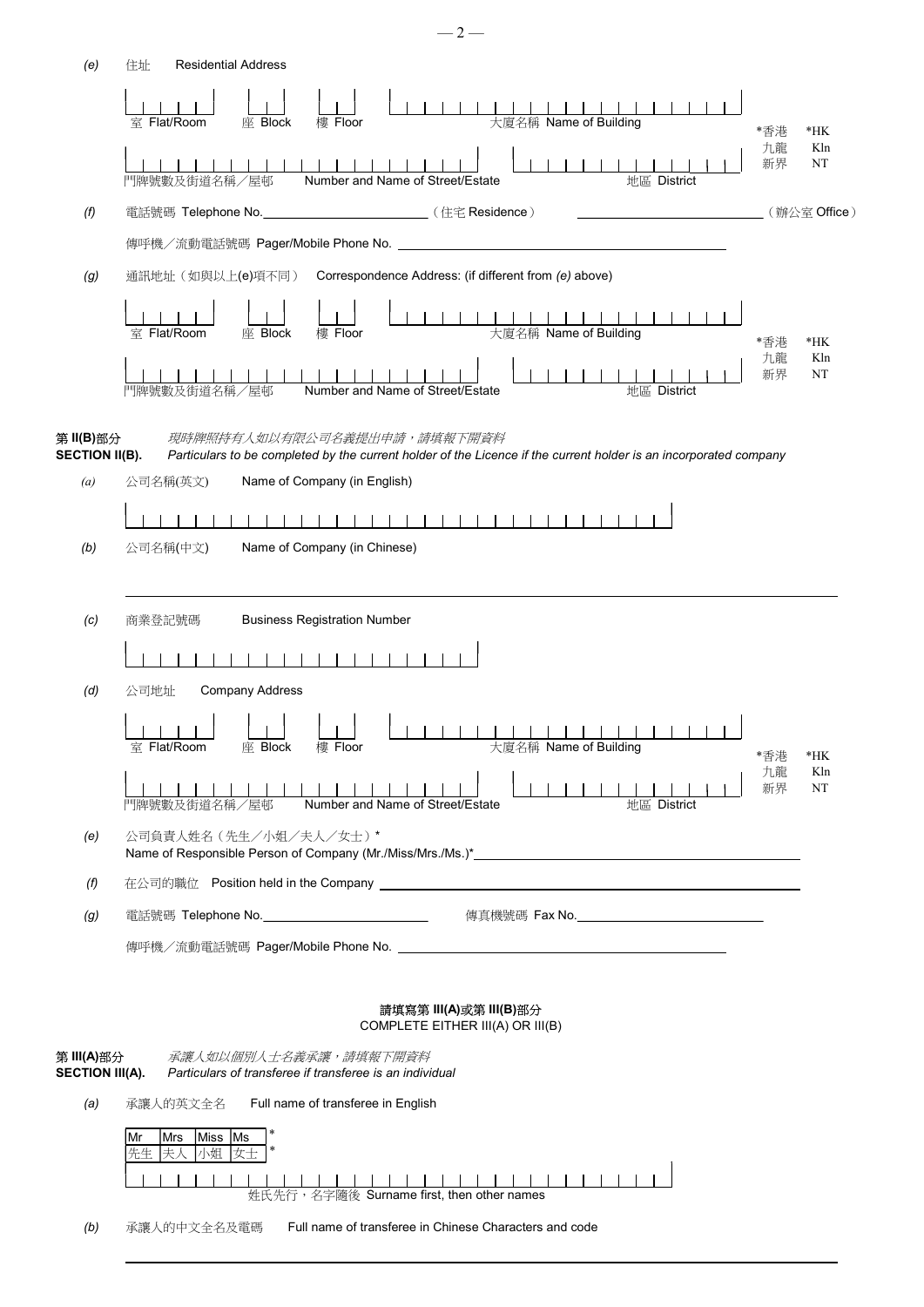*(e)* 住址 Residential Address

室 Flat/Room 座 Block 樓 Floor 大廈名稱 Name of Building

門牌號數及街道名稱／屋邨 Number and Name of Street/Estate 地區 District

*香港 *HK
九龍 Kln
新界 NT

*(f)* 電話號碼 Telephone No.________________________（住宅 Residence） ________________________（辦公室 Office）

傳呼機／流動電話號碼 Pager/Mobile Phone No. ________________________________________

*(g)* 通訊地址（如與以上(e)項不同） Correspondence Address: (if different from *(e)* above)

室 Flat/Room 座 Block 樓 Floor 大廈名稱 Name of Building

門牌號數及街道名稱／屋邨 Number and Name of Street/Estate 地區 District

*香港 *HK
九龍 Kln
新界 NT

**第 II(B)部分** *現時牌照持有人如以有限公司名義提出申請，請填報下開資料*
**SECTION II(B).** *Particulars to be completed by the current holder of the Licence if the current holder is an incorporated company*

*(a)* 公司名稱(英文) Name of Company (in English)

*(b)* 公司名稱(中文) Name of Company (in Chinese)

________________________________________

*(c)* 商業登記號碼 Business Registration Number

*(d)* 公司地址 Company Address

室 Flat/Room 座 Block 樓 Floor 大廈名稱 Name of Building

門牌號數及街道名稱／屋邨 Number and Name of Street/Estate 地區 District

*香港 *HK
九龍 Kln
新界 NT

*(e)* 公司負責人姓名（先生／小姐／夫人／女士）*
Name of Responsible Person of Company (Mr./Miss/Mrs./Ms.)*________________________________________

*(f)* 在公司的職位 Position held in the Company ________________________________________

*(g)* 電話號碼 Telephone No.________________________ 傳真機號碼 Fax No.________________________

傳呼機／流動電話號碼 Pager/Mobile Phone No. ________________________________________

**請填寫第 III(A)或第 III(B)部分**
COMPLETE EITHER III(A) OR III(B)

**第 III(A)部分** *承讓人如以個別人士名義承讓，請填報下開資料*
**SECTION III(A).** *Particulars of transferee if transferee is an individual*

*(a)* 承讓人的英文全名 Full name of transferee in English

| Mr | Mrs | Miss | Ms | * |
|---|---|---|---|---|
| 先生 | 夫人 | 小姐 | 女士 | * |

姓氏先行，名字隨後 Surname first, then other names

*(b)* 承讓人的中文全名及電碼 Full name of transferee in Chinese Characters and code

________________________________________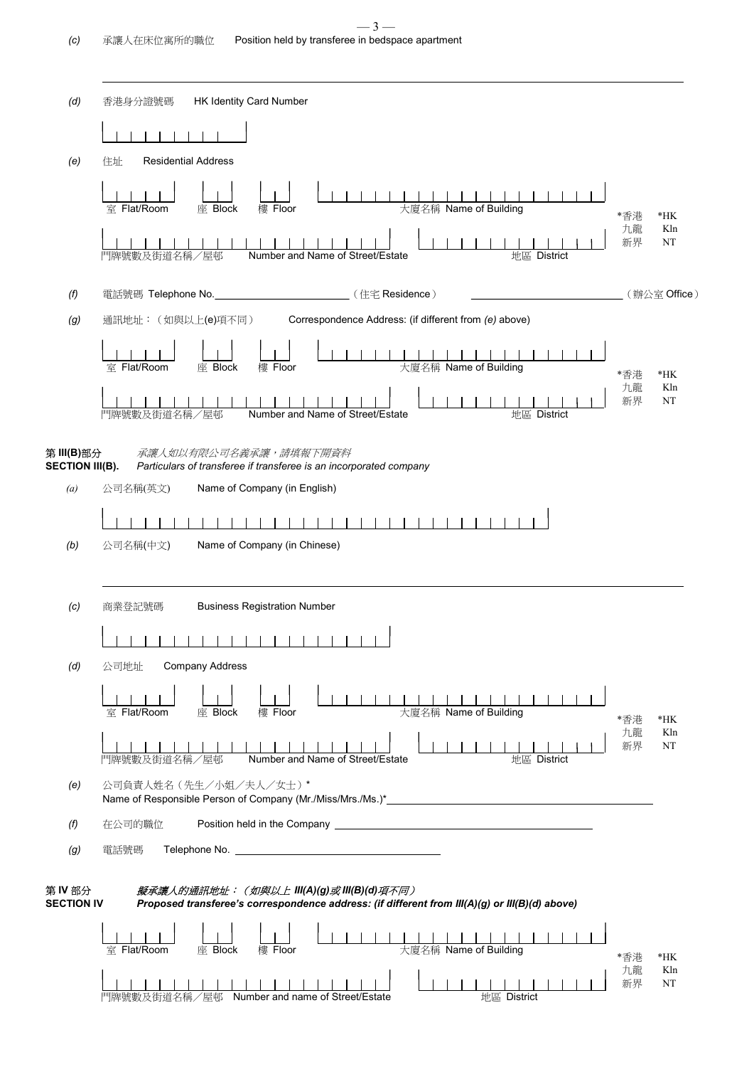*(c)* 承讓人在床位寓所的職位 Position held by transferee in bedspace apartment

_______________________________________________

*(d)* 香港身分證號碼 HK Identity Card Number

*(e)* 住址 Residential Address

室 Flat/Room 座 Block 樓 Floor 大廈名稱 Name of Building

門牌號數及街道名稱／屋邨 Number and Name of Street/Estate 地區 District

*香港 *HK 九龍 Kln 新界 NT

*(f)* 電話號碼 Telephone No.______________________（住宅 Residence） ______________________（辦公室 Office）

*(g)* 通訊地址：（如與以上(e)項不同） Correspondence Address: (if different from *(e)* above)

室 Flat/Room 座 Block 樓 Floor 大廈名稱 Name of Building

門牌號數及街道名稱／屋邨 Number and Name of Street/Estate 地區 District

*香港 *HK 九龍 Kln 新界 NT

**第 III(B)部分 SECTION III(B).** *承讓人如以有限公司名義承讓，請填報下開資料 Particulars of transferee if transferee is an incorporated company*

*(a)* 公司名稱(英文) Name of Company (in English)

*(b)* 公司名稱(中文) Name of Company (in Chinese)

_______________________________________________

*(c)* 商業登記號碼 Business Registration Number

*(d)* 公司地址 Company Address

室 Flat/Room 座 Block 樓 Floor 大廈名稱 Name of Building

門牌號數及街道名稱／屋邨 Number and Name of Street/Estate 地區 District

*香港 *HK 九龍 Kln 新界 NT

*(e)* 公司負責人姓名（先生／小姐／夫人／女士）*
Name of Responsible Person of Company (Mr./Miss/Mrs./Ms.)*______________________

*(f)* 在公司的職位 Position held in the Company ______________________

*(g)* 電話號碼 Telephone No. ______________________

**第 IV 部分 SECTION IV** ***擬承讓人的通訊地址：（如與以上 III(A)(g)或 III(B)(d)項不同） Proposed transferee's correspondence address: (if different from III(A)(g) or III(B)(d) above)***

室 Flat/Room 座 Block 樓 Floor 大廈名稱 Name of Building

門牌號數及街道名稱／屋邨 Number and name of Street/Estate 地區 District

*香港 *HK 九龍 Kln 新界 NT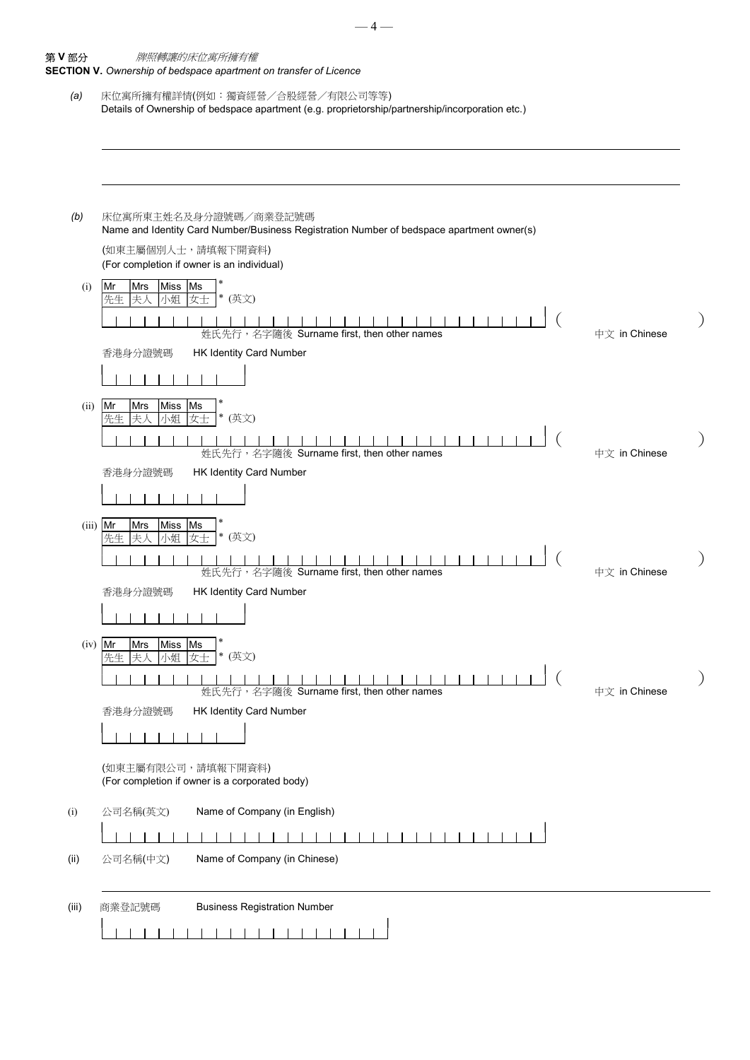**第 V 部分** *牌照轉讓的床位寓所擁有權*
**SECTION V.** *Ownership of bedspace apartment on transfer of Licence*

*(a)* 床位寓所擁有權詳情(例如：獨資經營／合股經營／有限公司等等)
Details of Ownership of bedspace apartment (e.g. proprietorship/partnership/incorporation etc.)

______________________________________________________________________

______________________________________________________________________

*(b)* 床位寓所東主姓名及身分證號碼／商業登記號碼
Name and Identity Card Number/Business Registration Number of bedspace apartment owner(s)

(如東主屬個別人士，請填報下開資料)
(For completion if owner is an individual)

(i) Mr 先生 | Mrs 夫人 | Miss 小姐 | Ms 女士 * (英文)

姓氏先行，名字隨後 Surname first, then other names ( ) 中文 in Chinese

香港身分證號碼 HK Identity Card Number

(ii) Mr 先生 | Mrs 夫人 | Miss 小姐 | Ms 女士 * (英文)

姓氏先行，名字隨後 Surname first, then other names ( ) 中文 in Chinese

香港身分證號碼 HK Identity Card Number

(iii) Mr 先生 | Mrs 夫人 | Miss 小姐 | Ms 女士 * (英文)

姓氏先行，名字隨後 Surname first, then other names ( ) 中文 in Chinese

香港身分證號碼 HK Identity Card Number

(iv) Mr 先生 | Mrs 夫人 | Miss 小姐 | Ms 女士 * (英文)

姓氏先行，名字隨後 Surname first, then other names ( ) 中文 in Chinese

香港身分證號碼 HK Identity Card Number

(如東主屬有限公司，請填報下開資料)
(For completion if owner is a corporated body)

(i) 公司名稱(英文) Name of Company (in English)

(ii) 公司名稱(中文) Name of Company (in Chinese)

______________________________________________________________________

(iii) 商業登記號碼 Business Registration Number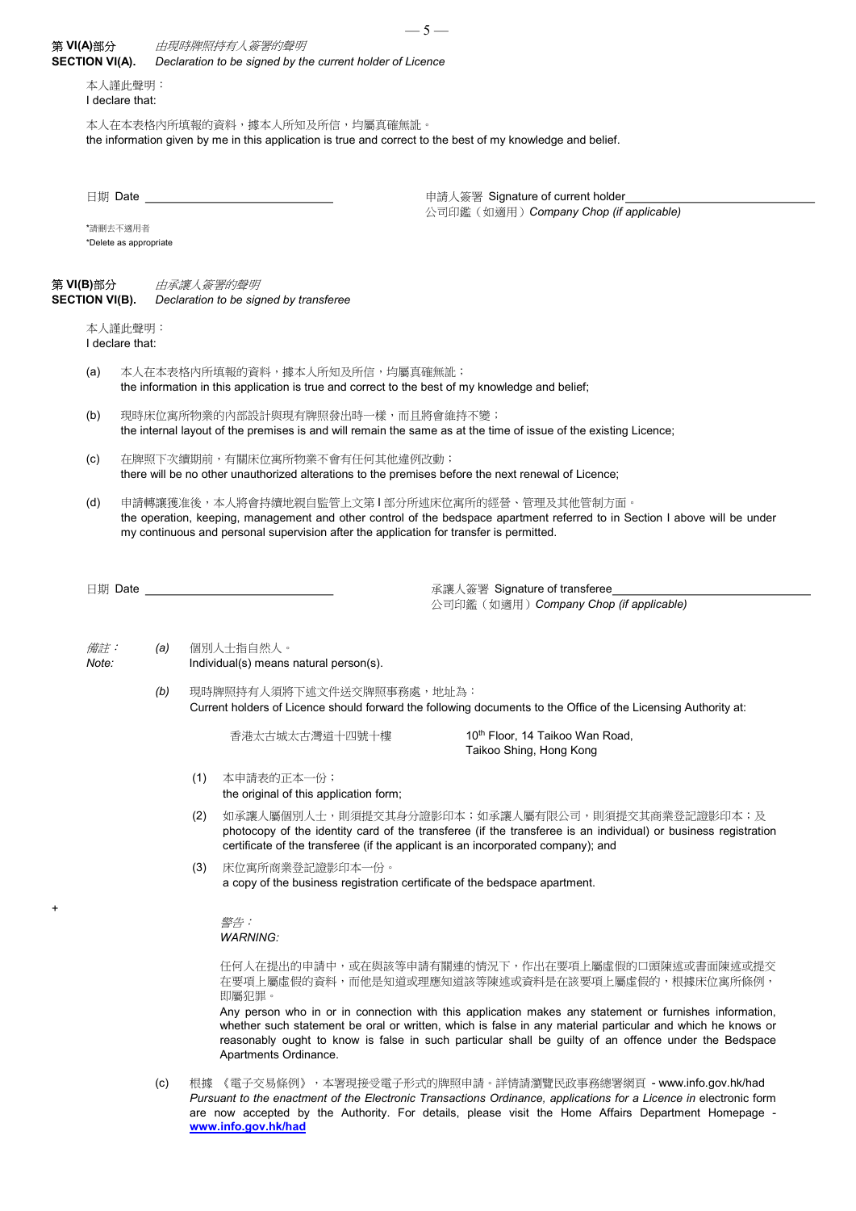## 第 VI(A)部分 *由現時牌照持有人簽署的聲明*
## SECTION VI(A). *Declaration to be signed by the current holder of Licence*

本人謹此聲明：
I declare that:

本人在本表格內所填報的資料，據本人所知及所信，均屬真確無訛。
the information given by me in this application is true and correct to the best of my knowledge and belief.

日期 Date ____________________

申請人簽署 Signature of current holder____________________
公司印鑑（如適用）*Company Chop (if applicable)*

*請刪去不適用者
*Delete as appropriate

## 第 VI(B)部分 *由承讓人簽署的聲明*
## SECTION VI(B). *Declaration to be signed by transferee*

本人謹此聲明：
I declare that:

(a) 本人在本表格內所填報的資料，據本人所知及所信，均屬真確無訛；
the information in this application is true and correct to the best of my knowledge and belief;

(b) 現時床位寓所物業的內部設計與現有牌照發出時一樣，而且將會維持不變；
the internal layout of the premises is and will remain the same as at the time of issue of the existing Licence;

(c) 在牌照下次續期前，有關床位寓所物業不會有任何其他違例改動；
there will be no other unauthorized alterations to the premises before the next renewal of Licence;

(d) 申請轉讓獲准後，本人將會持續地親自監管上文第 I 部分所述床位寓所的經營、管理及其他管制方面。
the operation, keeping, management and other control of the bedspace apartment referred to in Section I above will be under my continuous and personal supervision after the application for transfer is permitted.

日期 Date ____________________

承讓人簽署 Signature of transferee____________________
公司印鑑（如適用）*Company Chop (if applicable)*

*備註：*
*Note:*

*(a)* 個別人士指自然人。
Individual(s) means natural person(s).

*(b)* 現時牌照持有人須將下述文件送交牌照事務處，地址為：
Current holders of Licence should forward the following documents to the Office of the Licensing Authority at:

香港太古城太古灣道十四號十樓
10th Floor, 14 Taikoo Wan Road, Taikoo Shing, Hong Kong

(1) 本申請表的正本一份；
the original of this application form;

(2) 如承讓人屬個別人士，則須提交其身分證影印本；如承讓人屬有限公司，則須提交其商業登記證影印本；及
photocopy of the identity card of the transferee (if the transferee is an individual) or business registration certificate of the transferee (if the applicant is an incorporated company); and

(3) 床位寓所商業登記證影印本一份。
a copy of the business registration certificate of the bedspace apartment.

*警告：*
*WARNING:*

任何人在提出的申請中，或在與該等申請有關連的情況下，作出在要項上屬虛假的口頭陳述或書面陳述或提交在要項上屬虛假的資料，而他是知道或理應知道該等陳述或資料是在該要項上屬虛假的，根據床位寓所條例，即屬犯罪。
Any person who in or in connection with this application makes any statement or furnishes information, whether such statement be oral or written, which is false in any material particular and which he knows or reasonably ought to know is false in such particular shall be guilty of an offence under the Bedspace Apartments Ordinance.

(c) 根據 《電子交易條例》，本署現接受電子形式的牌照申請。詳情請瀏覽民政事務總署網頁 - www.info.gov.hk/had
*Pursuant to the enactment of the Electronic Transactions Ordinance, applications for a Licence in* electronic form are now accepted by the Authority. For details, please visit the Home Affairs Department Homepage - **www.info.gov.hk/had**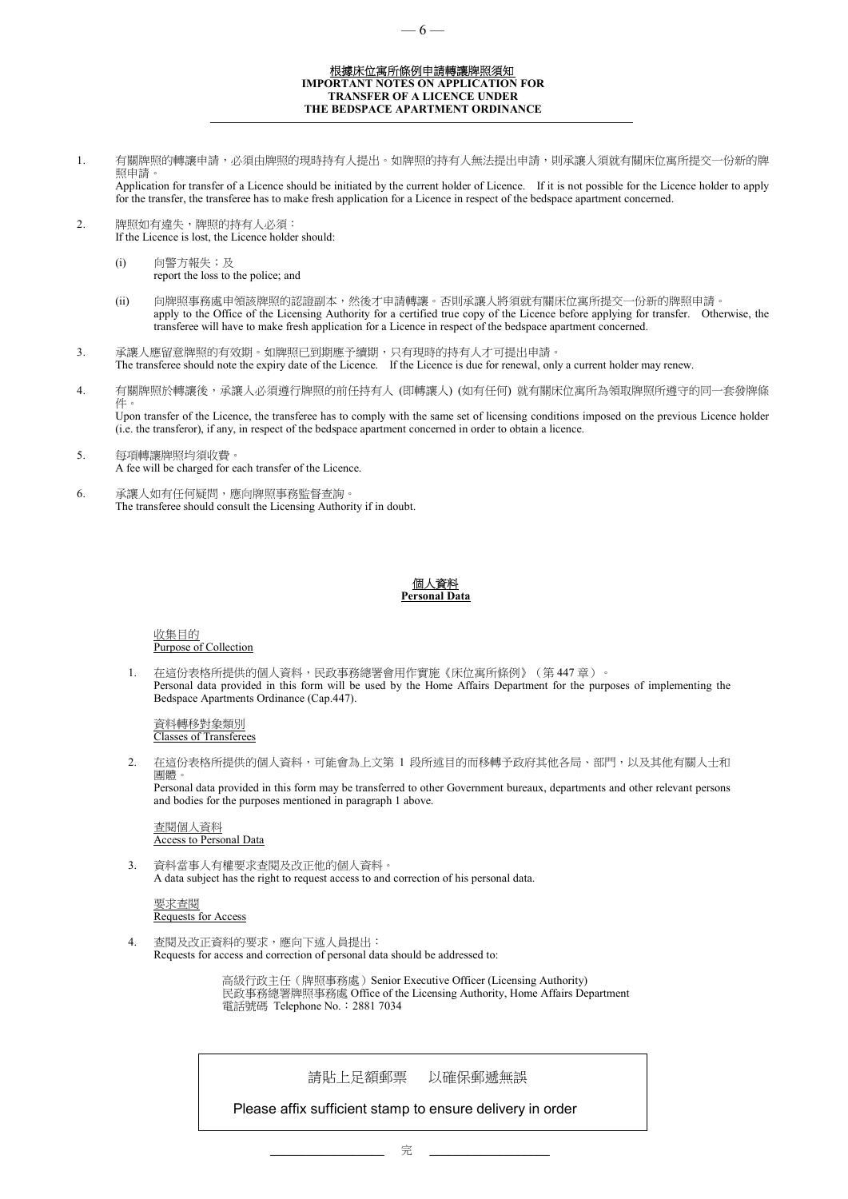# 根據床位寓所條例申請轉讓牌照須知
# IMPORTANT NOTES ON APPLICATION FOR TRANSFER OF A LICENCE UNDER THE BEDSPACE APARTMENT ORDINANCE

1. 有關牌照的轉讓申請，必須由牌照的現時持有人提出。如牌照的持有人無法提出申請，則承讓人須就有關床位寓所提交一份新的牌照申請。
   Application for transfer of a Licence should be initiated by the current holder of Licence. If it is not possible for the Licence holder to apply for the transfer, the transferee has to make fresh application for a Licence in respect of the bedspace apartment concerned.

2. 牌照如有遺失，牌照的持有人必須：
   If the Licence is lost, the Licence holder should:

   (i) 向警方報失；及
   report the loss to the police; and

   (ii) 向牌照事務處申領該牌照的認證副本，然後才申請轉讓。否則承讓人將須就有關床位寓所提交一份新的牌照申請。
   apply to the Office of the Licensing Authority for a certified true copy of the Licence before applying for transfer. Otherwise, the transferee will have to make fresh application for a Licence in respect of the bedspace apartment concerned.

3. 承讓人應留意牌照的有效期。如牌照已到期應予續期，只有現時的持有人才可提出申請。
   The transferee should note the expiry date of the Licence. If the Licence is due for renewal, only a current holder may renew.

4. 有關牌照於轉讓後，承讓人必須遵行牌照的前任持有人 (即轉讓人) (如有任何) 就有關床位寓所為領取牌照所遵守的同一套發牌條件。
   Upon transfer of the Licence, the transferee has to comply with the same set of licensing conditions imposed on the previous Licence holder (i.e. the transferor), if any, in respect of the bedspace apartment concerned in order to obtain a licence.

5. 每項轉讓牌照均須收費。
   A fee will be charged for each transfer of the Licence.

6. 承讓人如有任何疑問，應向牌照事務監督查詢。
   The transferee should consult the Licensing Authority if in doubt.

## 個人資料
## Personal Data

### 收集目的
### Purpose of Collection

1. 在這份表格所提供的個人資料，民政事務總署會用作實施《床位寓所條例》（第 447 章）。
   Personal data provided in this form will be used by the Home Affairs Department for the purposes of implementing the Bedspace Apartments Ordinance (Cap.447).

### 資料轉移對象類別
### Classes of Transferees

2. 在這份表格所提供的個人資料，可能會為上文第 1 段所述目的而移轉予政府其他各局、部門，以及其他有關人士和團體。
   Personal data provided in this form may be transferred to other Government bureaux, departments and other relevant persons and bodies for the purposes mentioned in paragraph 1 above.

### 查閱個人資料
### Access to Personal Data

3. 資料當事人有權要求查閱及改正他的個人資料。
   A data subject has the right to request access to and correction of his personal data.

### 要求查閱
### Requests for Access

4. 查閱及改正資料的要求，應向下述人員提出：
   Requests for access and correction of personal data should be addressed to:

   高級行政主任（牌照事務處）Senior Executive Officer (Licensing Authority)
   民政事務總署牌照事務處 Office of the Licensing Authority, Home Affairs Department
   電話號碼 Telephone No.：2881 7034

請貼上足額郵票　以確保郵遞無誤

Please affix sufficient stamp to ensure delivery in order

完